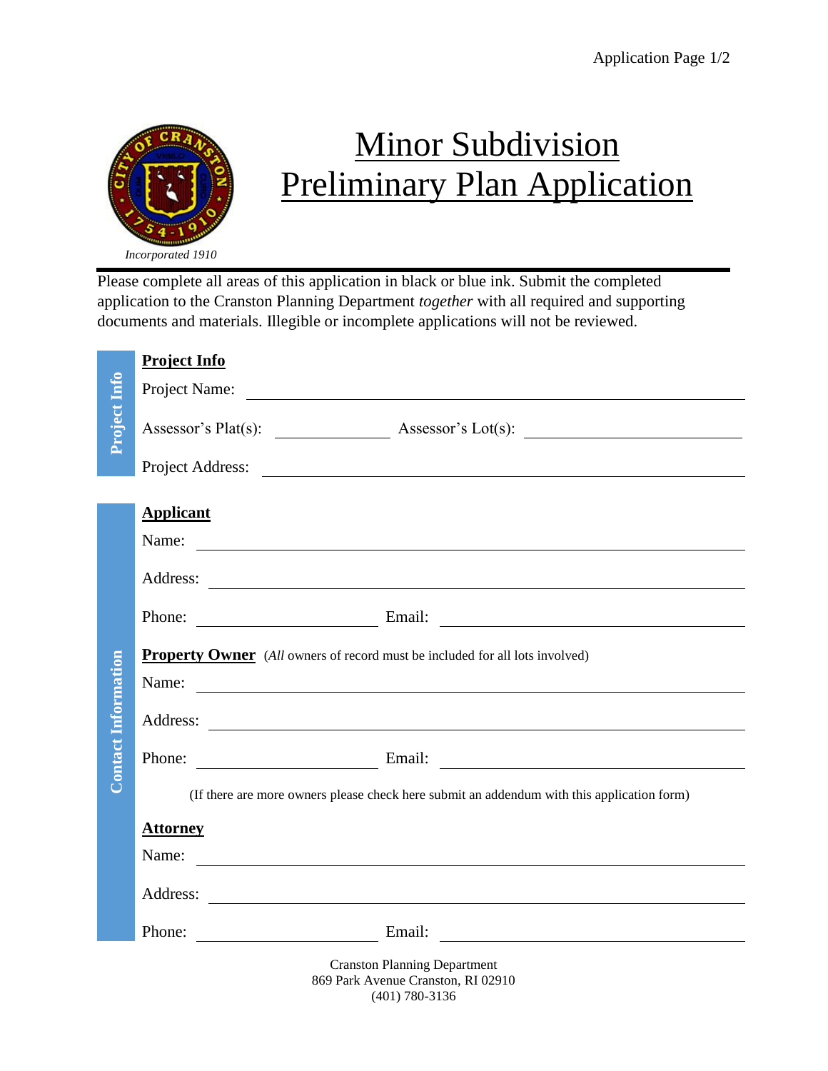Incorporated 1910

# Minor Subdivision Preliminary Plan Application

Please complete all areas of this application in black or blue ink. Submit the completed application to the Cranston Planning Department *together* with all required and supporting documents and materials. Illegible or incomplete applications will not be reviewed.

## Project Info

Project Name: ______________________________________________

Assessor's Plat(s): ______________ Assessor's Lot(s): ______________________

Project Address: ______________________________________________

## Contact Information

### Applicant

Name: ______________________________________________

Address: ______________________________________________

Phone: ______________________ Email: ______________________________

### Property Owner

(*All* owners of record must be included for all lots involved)

Name: ______________________________________________

Address: ______________________________________________

Phone: ______________________ Email: ______________________________

(If there are more owners please check here submit an addendum with this application form)

### Attorney

Name: ______________________________________________

Address: ______________________________________________

Phone: ______________________ Email: ______________________________

Cranston Planning Department
869 Park Avenue Cranston, RI 02910
(401) 780-3136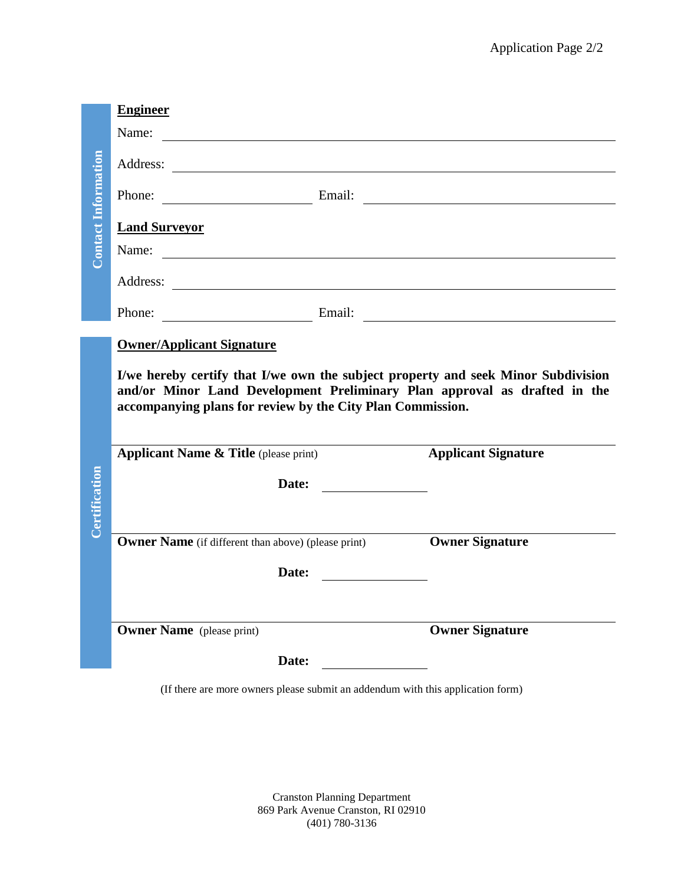## Contact Information

**Engineer**

Name: ______________________________________________

Address: ______________________________________________

Phone: ____________________ Email: ____________________________

**Land Surveyor**

Name: ______________________________________________

Address: ______________________________________________

Phone: ____________________ Email: ____________________________

## Certification

**Owner/Applicant Signature**

**I/we hereby certify that I/we own the subject property and seek Minor Subdivision and/or Minor Land Development Preliminary Plan approval as drafted in the accompanying plans for review by the City Plan Commission.**

______________________________________________________________

**Applicant Name & Title** (please print) **Applicant Signature**

**Date:** ________________

______________________________________________________________

**Owner Name** (if different than above) (please print) **Owner Signature**

**Date:** ________________

______________________________________________________________

**Owner Name** (please print) **Owner Signature**

**Date:** ________________

(If there are more owners please submit an addendum with this application form)

Cranston Planning Department
869 Park Avenue Cranston, RI 02910
(401) 780-3136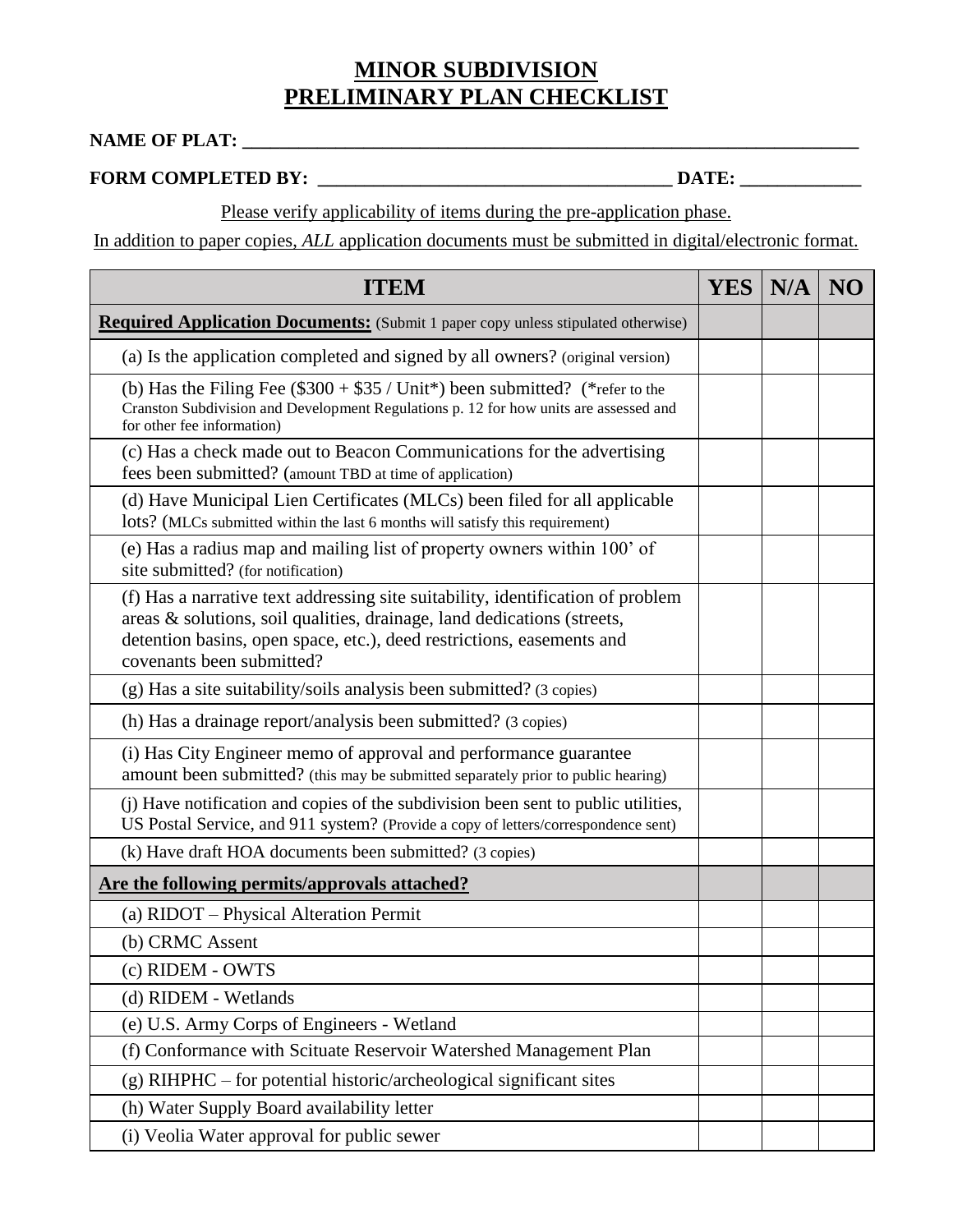# MINOR SUBDIVISION
# PRELIMINARY PLAN CHECKLIST

**NAME OF PLAT: ___________________________________________________________________**

**FORM COMPLETED BY: ______________________________________ DATE: _____________**

Please verify applicability of items during the pre-application phase.

In addition to paper copies, *ALL* application documents must be submitted in digital/electronic format.

| ITEM | YES | N/A | NO |
|---|---|---|---|
| **Required Application Documents:** (Submit 1 paper copy unless stipulated otherwise) | | | |
| (a) Is the application completed and signed by all owners? (original version) | | | |
| (b) Has the Filing Fee ($300 + $35 / Unit*) been submitted? (*refer to the Cranston Subdivision and Development Regulations p. 12 for how units are assessed and for other fee information) | | | |
| (c) Has a check made out to Beacon Communications for the advertising fees been submitted? (amount TBD at time of application) | | | |
| (d) Have Municipal Lien Certificates (MLCs) been filed for all applicable lots? (MLCs submitted within the last 6 months will satisfy this requirement) | | | |
| (e) Has a radius map and mailing list of property owners within 100' of site submitted? (for notification) | | | |
| (f) Has a narrative text addressing site suitability, identification of problem areas & solutions, soil qualities, drainage, land dedications (streets, detention basins, open space, etc.), deed restrictions, easements and covenants been submitted? | | | |
| (g) Has a site suitability/soils analysis been submitted? (3 copies) | | | |
| (h) Has a drainage report/analysis been submitted? (3 copies) | | | |
| (i) Has City Engineer memo of approval and performance guarantee amount been submitted? (this may be submitted separately prior to public hearing) | | | |
| (j) Have notification and copies of the subdivision been sent to public utilities, US Postal Service, and 911 system? (Provide a copy of letters/correspondence sent) | | | |
| (k) Have draft HOA documents been submitted? (3 copies) | | | |
| **Are the following permits/approvals attached?** | | | |
| (a) RIDOT – Physical Alteration Permit | | | |
| (b) CRMC Assent | | | |
| (c) RIDEM - OWTS | | | |
| (d) RIDEM - Wetlands | | | |
| (e) U.S. Army Corps of Engineers - Wetland | | | |
| (f) Conformance with Scituate Reservoir Watershed Management Plan | | | |
| (g) RIHPHC – for potential historic/archeological significant sites | | | |
| (h) Water Supply Board availability letter | | | |
| (i) Veolia Water approval for public sewer | | | |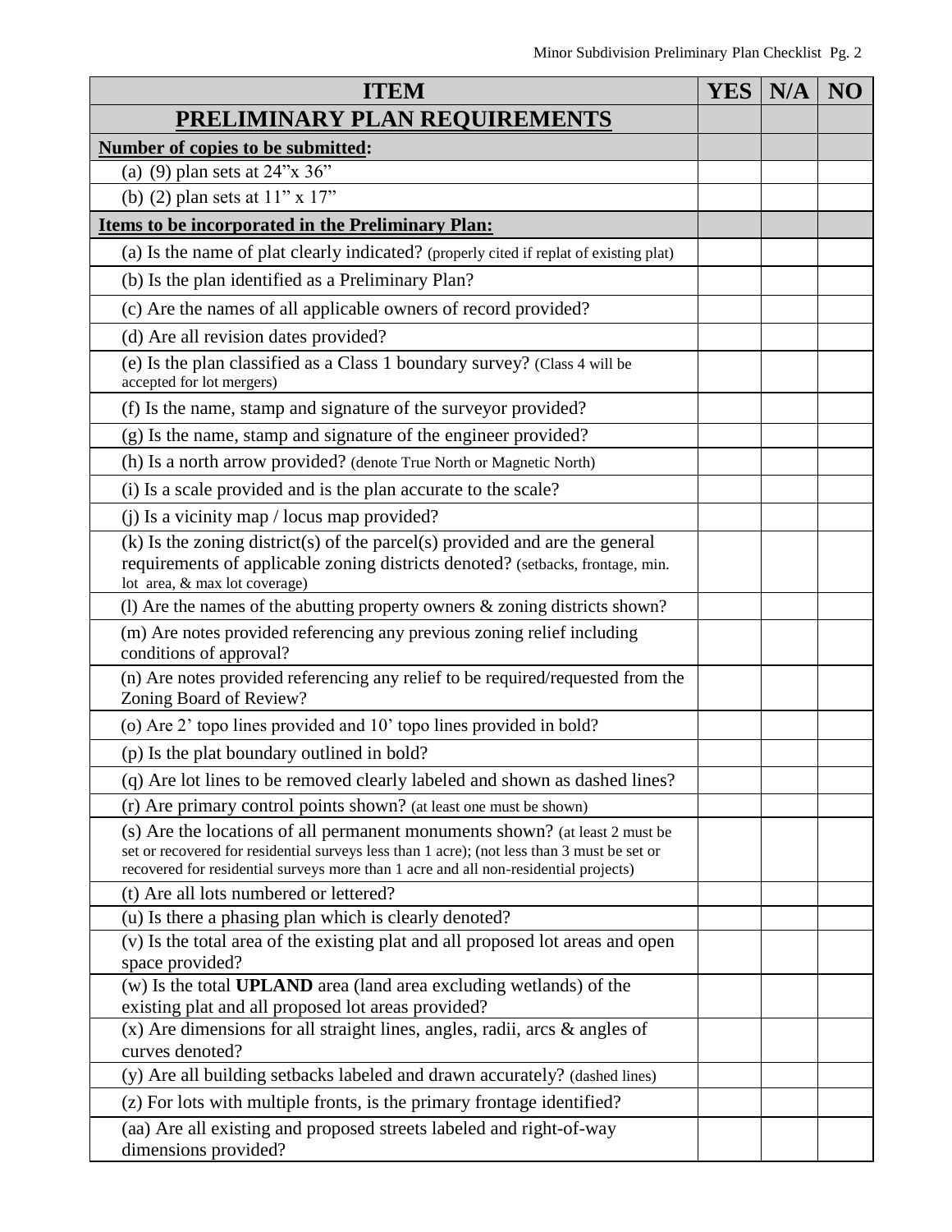| ITEM | YES | N/A | NO |
|---|---|---|---|
| **PRELIMINARY PLAN REQUIREMENTS** | | | |
| **Number of copies to be submitted:** | | | |
| (a) (9) plan sets at 24"x 36" | | | |
| (b) (2) plan sets at 11" x 17" | | | |
| **Items to be incorporated in the Preliminary Plan:** | | | |
| (a) Is the name of plat clearly indicated? (properly cited if replat of existing plat) | | | |
| (b) Is the plan identified as a Preliminary Plan? | | | |
| (c) Are the names of all applicable owners of record provided? | | | |
| (d) Are all revision dates provided? | | | |
| (e) Is the plan classified as a Class 1 boundary survey? (Class 4 will be accepted for lot mergers) | | | |
| (f) Is the name, stamp and signature of the surveyor provided? | | | |
| (g) Is the name, stamp and signature of the engineer provided? | | | |
| (h) Is a north arrow provided? (denote True North or Magnetic North) | | | |
| (i) Is a scale provided and is the plan accurate to the scale? | | | |
| (j) Is a vicinity map / locus map provided? | | | |
| (k) Is the zoning district(s) of the parcel(s) provided and are the general requirements of applicable zoning districts denoted? (setbacks, frontage, min. lot area, & max lot coverage) | | | |
| (l) Are the names of the abutting property owners & zoning districts shown? | | | |
| (m) Are notes provided referencing any previous zoning relief including conditions of approval? | | | |
| (n) Are notes provided referencing any relief to be required/requested from the Zoning Board of Review? | | | |
| (o) Are 2' topo lines provided and 10' topo lines provided in bold? | | | |
| (p) Is the plat boundary outlined in bold? | | | |
| (q) Are lot lines to be removed clearly labeled and shown as dashed lines? | | | |
| (r) Are primary control points shown? (at least one must be shown) | | | |
| (s) Are the locations of all permanent monuments shown? (at least 2 must be set or recovered for residential surveys less than 1 acre); (not less than 3 must be set or recovered for residential surveys more than 1 acre and all non-residential projects) | | | |
| (t) Are all lots numbered or lettered? | | | |
| (u) Is there a phasing plan which is clearly denoted? | | | |
| (v) Is the total area of the existing plat and all proposed lot areas and open space provided? | | | |
| (w) Is the total **UPLAND** area (land area excluding wetlands) of the existing plat and all proposed lot areas provided? | | | |
| (x) Are dimensions for all straight lines, angles, radii, arcs & angles of curves denoted? | | | |
| (y) Are all building setbacks labeled and drawn accurately? (dashed lines) | | | |
| (z) For lots with multiple fronts, is the primary frontage identified? | | | |
| (aa) Are all existing and proposed streets labeled and right-of-way dimensions provided? | | | |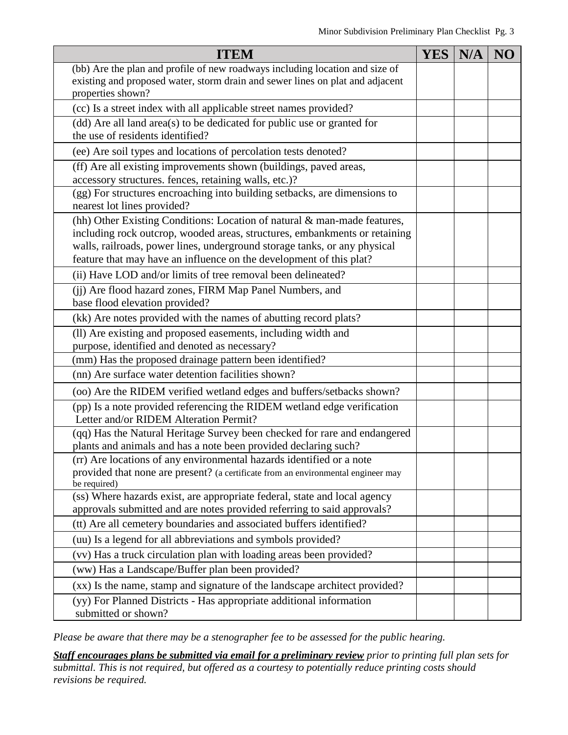| ITEM | YES | N/A | NO |
|---|---|---|---|
| (bb) Are the plan and profile of new roadways including location and size of existing and proposed water, storm drain and sewer lines on plat and adjacent properties shown? | | | |
| (cc) Is a street index with all applicable street names provided? | | | |
| (dd) Are all land area(s) to be dedicated for public use or granted for the use of residents identified? | | | |
| (ee) Are soil types and locations of percolation tests denoted? | | | |
| (ff) Are all existing improvements shown (buildings, paved areas, accessory structures. fences, retaining walls, etc.)? | | | |
| (gg) For structures encroaching into building setbacks, are dimensions to nearest lot lines provided? | | | |
| (hh) Other Existing Conditions: Location of natural & man-made features, including rock outcrop, wooded areas, structures, embankments or retaining walls, railroads, power lines, underground storage tanks, or any physical feature that may have an influence on the development of this plat? | | | |
| (ii) Have LOD and/or limits of tree removal been delineated? | | | |
| (jj) Are flood hazard zones, FIRM Map Panel Numbers, and base flood elevation provided? | | | |
| (kk) Are notes provided with the names of abutting record plats? | | | |
| (ll) Are existing and proposed easements, including width and purpose, identified and denoted as necessary? | | | |
| (mm) Has the proposed drainage pattern been identified? | | | |
| (nn) Are surface water detention facilities shown? | | | |
| (oo) Are the RIDEM verified wetland edges and buffers/setbacks shown? | | | |
| (pp) Is a note provided referencing the RIDEM wetland edge verification Letter and/or RIDEM Alteration Permit? | | | |
| (qq) Has the Natural Heritage Survey been checked for rare and endangered plants and animals and has a note been provided declaring such? | | | |
| (rr) Are locations of any environmental hazards identified or a note provided that none are present? (a certificate from an environmental engineer may be required) | | | |
| (ss) Where hazards exist, are appropriate federal, state and local agency approvals submitted and are notes provided referring to said approvals? | | | |
| (tt) Are all cemetery boundaries and associated buffers identified? | | | |
| (uu) Is a legend for all abbreviations and symbols provided? | | | |
| (vv) Has a truck circulation plan with loading areas been provided? | | | |
| (ww) Has a Landscape/Buffer plan been provided? | | | |
| (xx) Is the name, stamp and signature of the landscape architect provided? | | | |
| (yy) For Planned Districts - Has appropriate additional information submitted or shown? | | | |

*Please be aware that there may be a stenographer fee to be assessed for the public hearing.*

***Staff encourages plans be submitted via email for a preliminary review*** *prior to printing full plan sets for submittal. This is not required, but offered as a courtesy to potentially reduce printing costs should revisions be required.*